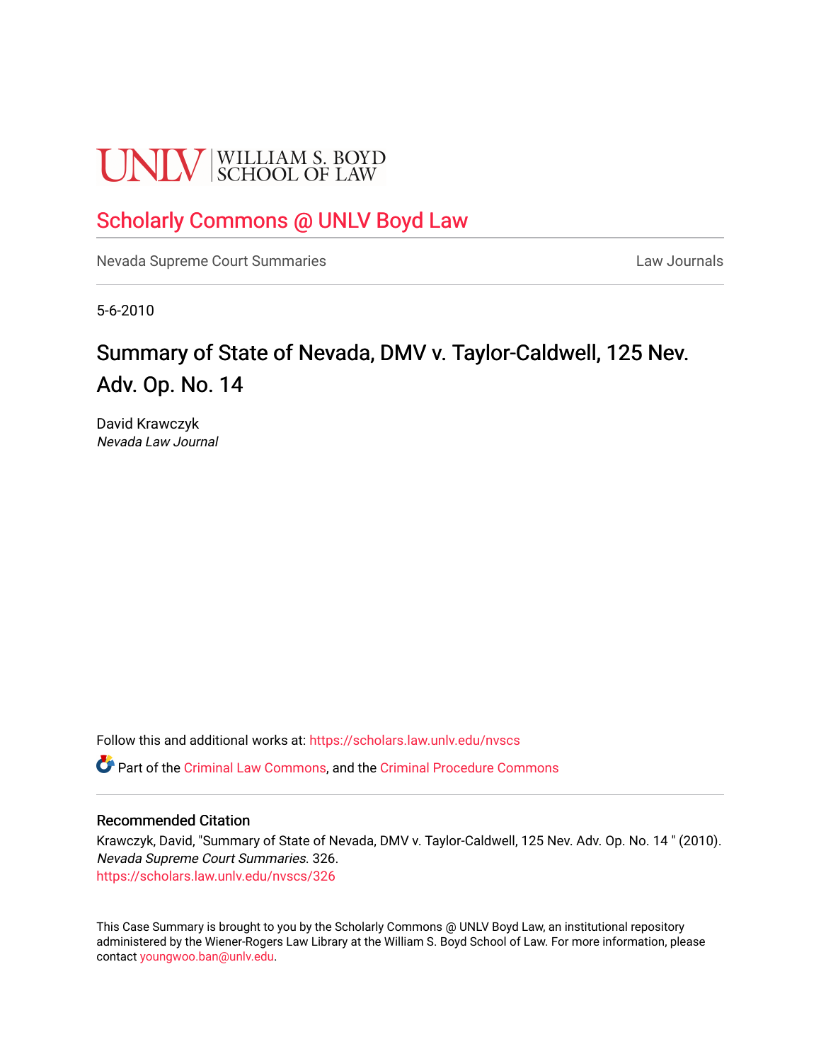UNLV | WILLIAM S. BOYD SCHOOL OF LAW

# Scholarly Commons @ UNLV Boyd Law

Nevada Supreme Court Summaries | Law Journals

5-6-2010

## Summary of State of Nevada, DMV v. Taylor-Caldwell, 125 Nev. Adv. Op. No. 14

David Krawczyk
*Nevada Law Journal*

Follow this and additional works at: https://scholars.law.unlv.edu/nvscs

Part of the Criminal Law Commons, and the Criminal Procedure Commons

### Recommended Citation

Krawczyk, David, "Summary of State of Nevada, DMV v. Taylor-Caldwell, 125 Nev. Adv. Op. No. 14 " (2010). *Nevada Supreme Court Summaries*. 326.
https://scholars.law.unlv.edu/nvscs/326

This Case Summary is brought to you by the Scholarly Commons @ UNLV Boyd Law, an institutional repository administered by the Wiener-Rogers Law Library at the William S. Boyd School of Law. For more information, please contact youngwoo.ban@unlv.edu.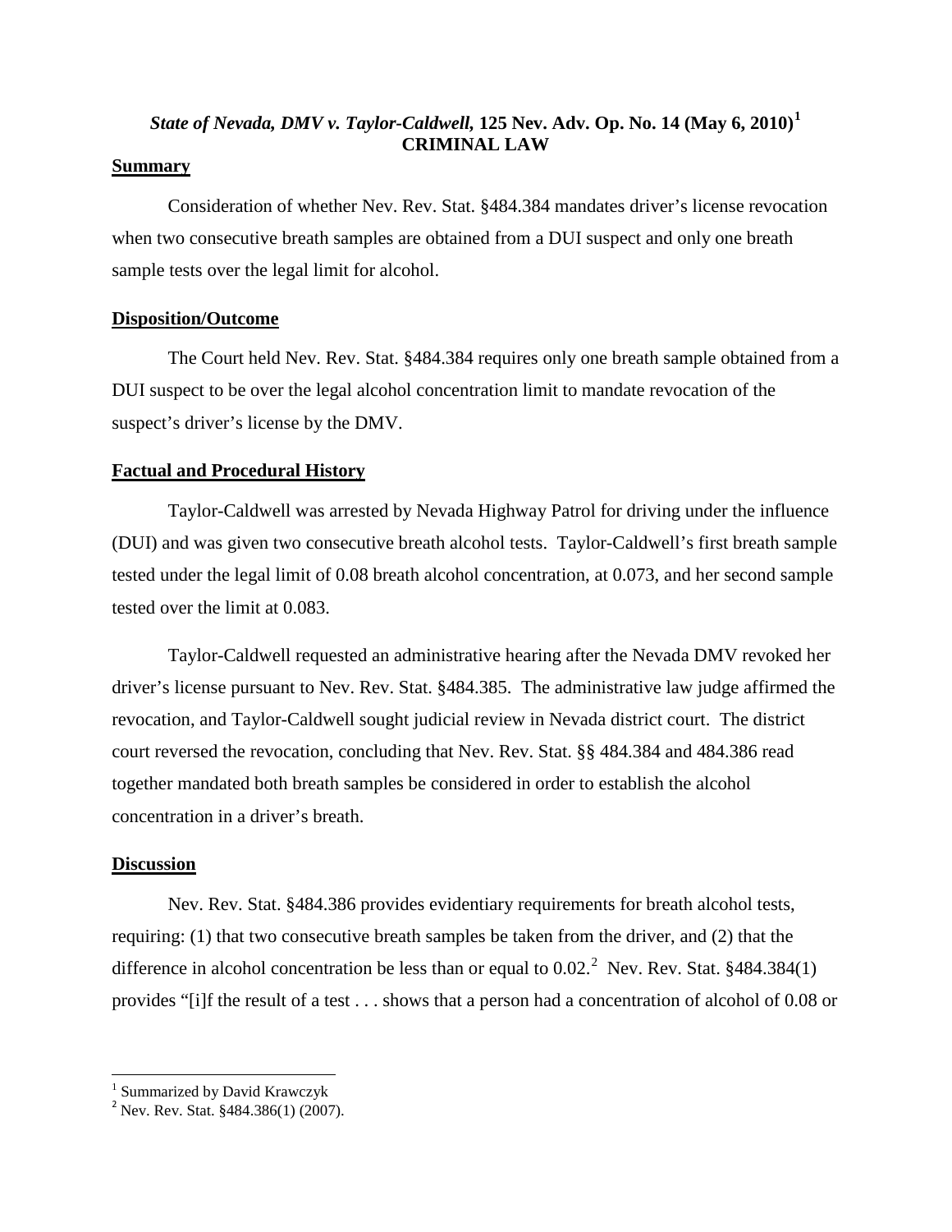***State of Nevada, DMV v. Taylor-Caldwell*, 125 Nev. Adv. Op. No. 14 (May 6, 2010)[1]**
**CRIMINAL LAW**

## Summary

Consideration of whether Nev. Rev. Stat. §484.384 mandates driver's license revocation when two consecutive breath samples are obtained from a DUI suspect and only one breath sample tests over the legal limit for alcohol.

## Disposition/Outcome

The Court held Nev. Rev. Stat. §484.384 requires only one breath sample obtained from a DUI suspect to be over the legal alcohol concentration limit to mandate revocation of the suspect's driver's license by the DMV.

## Factual and Procedural History

Taylor-Caldwell was arrested by Nevada Highway Patrol for driving under the influence (DUI) and was given two consecutive breath alcohol tests. Taylor-Caldwell's first breath sample tested under the legal limit of 0.08 breath alcohol concentration, at 0.073, and her second sample tested over the limit at 0.083.

Taylor-Caldwell requested an administrative hearing after the Nevada DMV revoked her driver's license pursuant to Nev. Rev. Stat. §484.385. The administrative law judge affirmed the revocation, and Taylor-Caldwell sought judicial review in Nevada district court. The district court reversed the revocation, concluding that Nev. Rev. Stat. §§ 484.384 and 484.386 read together mandated both breath samples be considered in order to establish the alcohol concentration in a driver's breath.

## Discussion

Nev. Rev. Stat. §484.386 provides evidentiary requirements for breath alcohol tests, requiring: (1) that two consecutive breath samples be taken from the driver, and (2) that the difference in alcohol concentration be less than or equal to 0.02.[2] Nev. Rev. Stat. §484.384(1) provides "[i]f the result of a test . . . shows that a person had a concentration of alcohol of 0.08 or

---

[1] Summarized by David Krawczyk

[2] Nev. Rev. Stat. §484.386(1) (2007).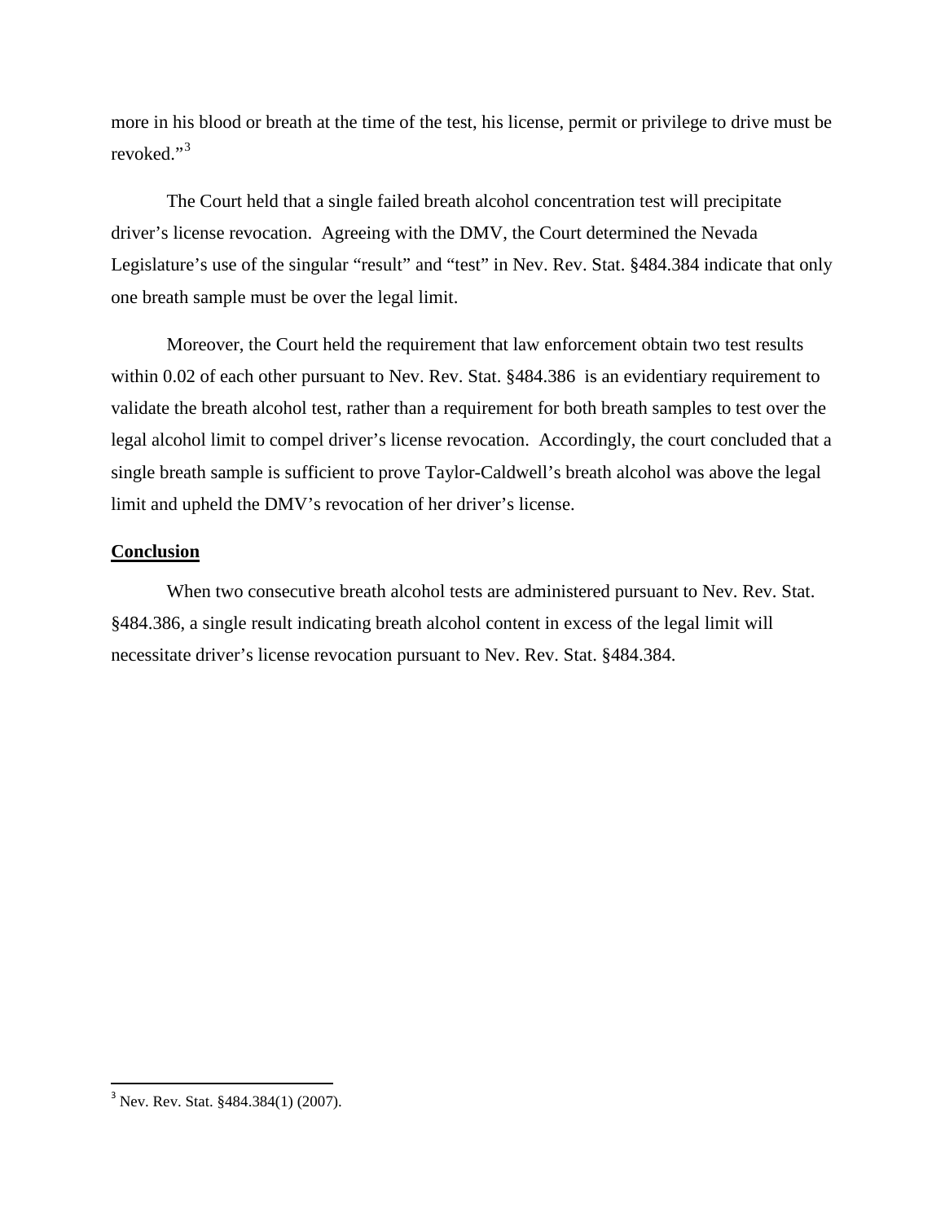more in his blood or breath at the time of the test, his license, permit or privilege to drive must be revoked."[3]

The Court held that a single failed breath alcohol concentration test will precipitate driver's license revocation. Agreeing with the DMV, the Court determined the Nevada Legislature's use of the singular "result" and "test" in Nev. Rev. Stat. §484.384 indicate that only one breath sample must be over the legal limit.

Moreover, the Court held the requirement that law enforcement obtain two test results within 0.02 of each other pursuant to Nev. Rev. Stat. §484.386 is an evidentiary requirement to validate the breath alcohol test, rather than a requirement for both breath samples to test over the legal alcohol limit to compel driver's license revocation. Accordingly, the court concluded that a single breath sample is sufficient to prove Taylor-Caldwell's breath alcohol was above the legal limit and upheld the DMV's revocation of her driver's license.

## Conclusion

When two consecutive breath alcohol tests are administered pursuant to Nev. Rev. Stat. §484.386, a single result indicating breath alcohol content in excess of the legal limit will necessitate driver's license revocation pursuant to Nev. Rev. Stat. §484.384.

---

[3] Nev. Rev. Stat. §484.384(1) (2007).